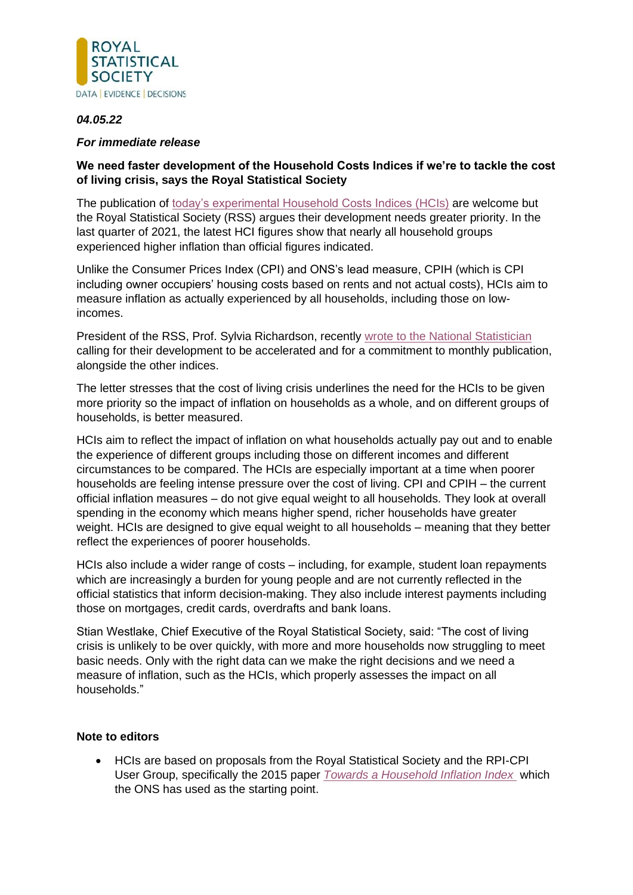ROYAL STATISTICAL SOCIETY

DATA | EVIDENCE | DECISIONS

***04.05.22***

***For immediate release***

**We need faster development of the Household Costs Indices if we're to tackle the cost of living crisis, says the Royal Statistical Society**

The publication of today's experimental Household Costs Indices (HCIs) are welcome but the Royal Statistical Society (RSS) argues their development needs greater priority. In the last quarter of 2021, the latest HCI figures show that nearly all household groups experienced higher inflation than official figures indicated.

Unlike the Consumer Prices Index (CPI) and ONS's lead measure, CPIH (which is CPI including owner occupiers' housing costs based on rents and not actual costs), HCIs aim to measure inflation as actually experienced by all households, including those on low-incomes.

President of the RSS, Prof. Sylvia Richardson, recently wrote to the National Statistician calling for their development to be accelerated and for a commitment to monthly publication, alongside the other indices.

The letter stresses that the cost of living crisis underlines the need for the HCIs to be given more priority so the impact of inflation on households as a whole, and on different groups of households, is better measured.

HCIs aim to reflect the impact of inflation on what households actually pay out and to enable the experience of different groups including those on different incomes and different circumstances to be compared. The HCIs are especially important at a time when poorer households are feeling intense pressure over the cost of living. CPI and CPIH – the current official inflation measures – do not give equal weight to all households. They look at overall spending in the economy which means higher spend, richer households have greater weight. HCIs are designed to give equal weight to all households – meaning that they better reflect the experiences of poorer households.

HCIs also include a wider range of costs – including, for example, student loan repayments which are increasingly a burden for young people and are not currently reflected in the official statistics that inform decision-making. They also include interest payments including those on mortgages, credit cards, overdrafts and bank loans.

Stian Westlake, Chief Executive of the Royal Statistical Society, said: "The cost of living crisis is unlikely to be over quickly, with more and more households now struggling to meet basic needs. Only with the right data can we make the right decisions and we need a measure of inflation, such as the HCIs, which properly assesses the impact on all households."

**Note to editors**

- HCIs are based on proposals from the Royal Statistical Society and the RPI-CPI User Group, specifically the 2015 paper *Towards a Household Inflation Index* which the ONS has used as the starting point.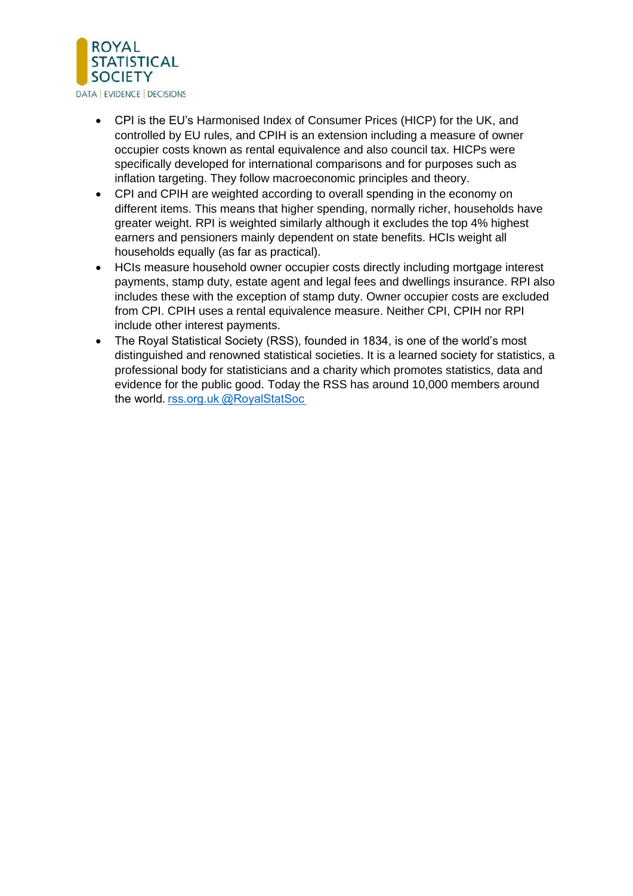- CPI is the EU's Harmonised Index of Consumer Prices (HICP) for the UK, and controlled by EU rules, and CPIH is an extension including a measure of owner occupier costs known as rental equivalence and also council tax. HICPs were specifically developed for international comparisons and for purposes such as inflation targeting. They follow macroeconomic principles and theory.
- CPI and CPIH are weighted according to overall spending in the economy on different items. This means that higher spending, normally richer, households have greater weight. RPI is weighted similarly although it excludes the top 4% highest earners and pensioners mainly dependent on state benefits. HCIs weight all households equally (as far as practical).
- HCIs measure household owner occupier costs directly including mortgage interest payments, stamp duty, estate agent and legal fees and dwellings insurance. RPI also includes these with the exception of stamp duty. Owner occupier costs are excluded from CPI. CPIH uses a rental equivalence measure. Neither CPI, CPIH nor RPI include other interest payments.
- The Royal Statistical Society (RSS), founded in 1834, is one of the world's most distinguished and renowned statistical societies. It is a learned society for statistics, a professional body for statisticians and a charity which promotes statistics, data and evidence for the public good. Today the RSS has around 10,000 members around the world. rss.org.uk @RoyalStatSoc